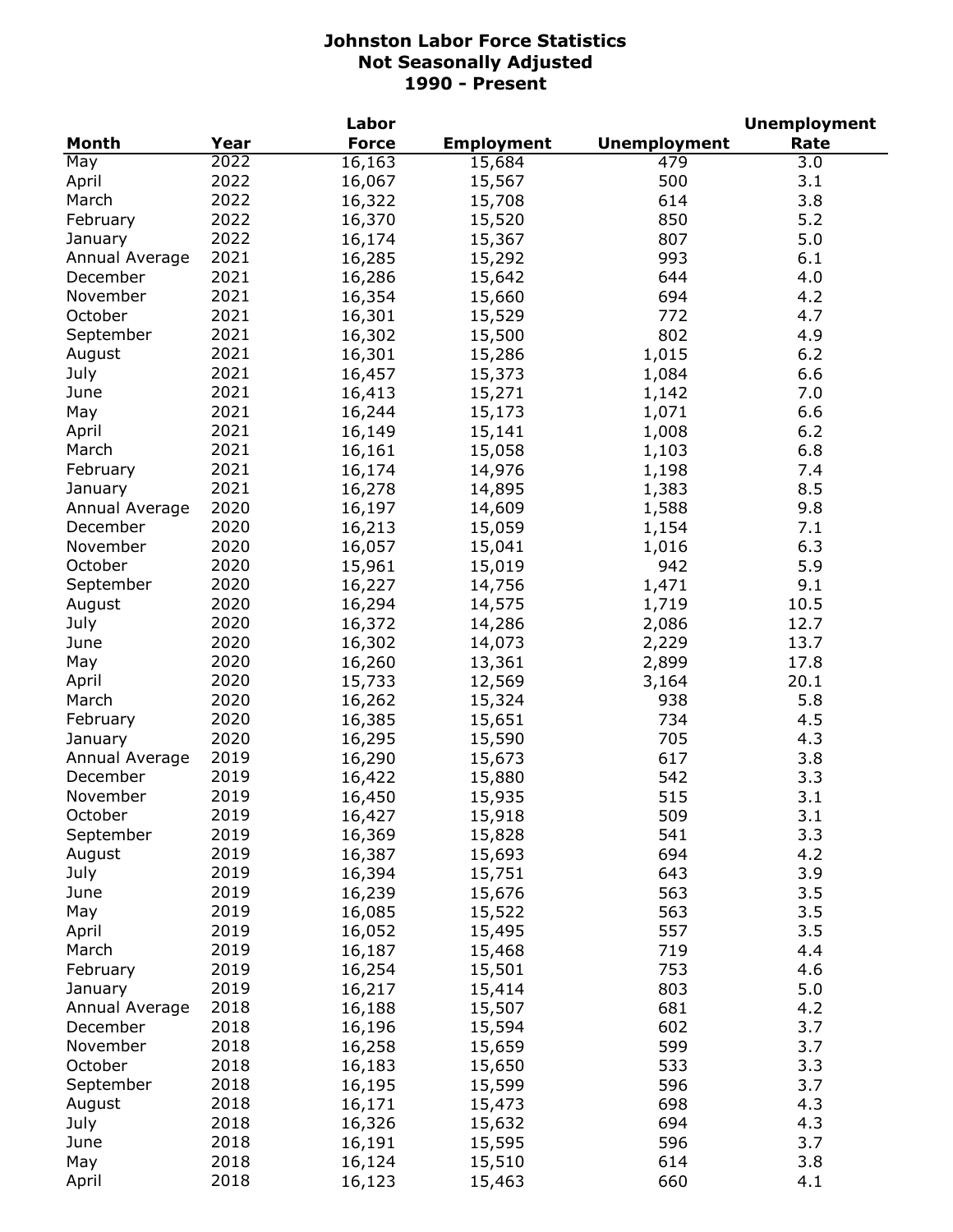# Johnston Labor Force Statistics
## Not Seasonally Adjusted
## 1990 - Present

| Month | Year | Labor Force | Employment | Unemployment | Unemployment Rate |
|---|---|---|---|---|---|
| May | 2022 | 16,163 | 15,684 | 479 | 3.0 |
| April | 2022 | 16,067 | 15,567 | 500 | 3.1 |
| March | 2022 | 16,322 | 15,708 | 614 | 3.8 |
| February | 2022 | 16,370 | 15,520 | 850 | 5.2 |
| January | 2022 | 16,174 | 15,367 | 807 | 5.0 |
| Annual Average | 2021 | 16,285 | 15,292 | 993 | 6.1 |
| December | 2021 | 16,286 | 15,642 | 644 | 4.0 |
| November | 2021 | 16,354 | 15,660 | 694 | 4.2 |
| October | 2021 | 16,301 | 15,529 | 772 | 4.7 |
| September | 2021 | 16,302 | 15,500 | 802 | 4.9 |
| August | 2021 | 16,301 | 15,286 | 1,015 | 6.2 |
| July | 2021 | 16,457 | 15,373 | 1,084 | 6.6 |
| June | 2021 | 16,413 | 15,271 | 1,142 | 7.0 |
| May | 2021 | 16,244 | 15,173 | 1,071 | 6.6 |
| April | 2021 | 16,149 | 15,141 | 1,008 | 6.2 |
| March | 2021 | 16,161 | 15,058 | 1,103 | 6.8 |
| February | 2021 | 16,174 | 14,976 | 1,198 | 7.4 |
| January | 2021 | 16,278 | 14,895 | 1,383 | 8.5 |
| Annual Average | 2020 | 16,197 | 14,609 | 1,588 | 9.8 |
| December | 2020 | 16,213 | 15,059 | 1,154 | 7.1 |
| November | 2020 | 16,057 | 15,041 | 1,016 | 6.3 |
| October | 2020 | 15,961 | 15,019 | 942 | 5.9 |
| September | 2020 | 16,227 | 14,756 | 1,471 | 9.1 |
| August | 2020 | 16,294 | 14,575 | 1,719 | 10.5 |
| July | 2020 | 16,372 | 14,286 | 2,086 | 12.7 |
| June | 2020 | 16,302 | 14,073 | 2,229 | 13.7 |
| May | 2020 | 16,260 | 13,361 | 2,899 | 17.8 |
| April | 2020 | 15,733 | 12,569 | 3,164 | 20.1 |
| March | 2020 | 16,262 | 15,324 | 938 | 5.8 |
| February | 2020 | 16,385 | 15,651 | 734 | 4.5 |
| January | 2020 | 16,295 | 15,590 | 705 | 4.3 |
| Annual Average | 2019 | 16,290 | 15,673 | 617 | 3.8 |
| December | 2019 | 16,422 | 15,880 | 542 | 3.3 |
| November | 2019 | 16,450 | 15,935 | 515 | 3.1 |
| October | 2019 | 16,427 | 15,918 | 509 | 3.1 |
| September | 2019 | 16,369 | 15,828 | 541 | 3.3 |
| August | 2019 | 16,387 | 15,693 | 694 | 4.2 |
| July | 2019 | 16,394 | 15,751 | 643 | 3.9 |
| June | 2019 | 16,239 | 15,676 | 563 | 3.5 |
| May | 2019 | 16,085 | 15,522 | 563 | 3.5 |
| April | 2019 | 16,052 | 15,495 | 557 | 3.5 |
| March | 2019 | 16,187 | 15,468 | 719 | 4.4 |
| February | 2019 | 16,254 | 15,501 | 753 | 4.6 |
| January | 2019 | 16,217 | 15,414 | 803 | 5.0 |
| Annual Average | 2018 | 16,188 | 15,507 | 681 | 4.2 |
| December | 2018 | 16,196 | 15,594 | 602 | 3.7 |
| November | 2018 | 16,258 | 15,659 | 599 | 3.7 |
| October | 2018 | 16,183 | 15,650 | 533 | 3.3 |
| September | 2018 | 16,195 | 15,599 | 596 | 3.7 |
| August | 2018 | 16,171 | 15,473 | 698 | 4.3 |
| July | 2018 | 16,326 | 15,632 | 694 | 4.3 |
| June | 2018 | 16,191 | 15,595 | 596 | 3.7 |
| May | 2018 | 16,124 | 15,510 | 614 | 3.8 |
| April | 2018 | 16,123 | 15,463 | 660 | 4.1 |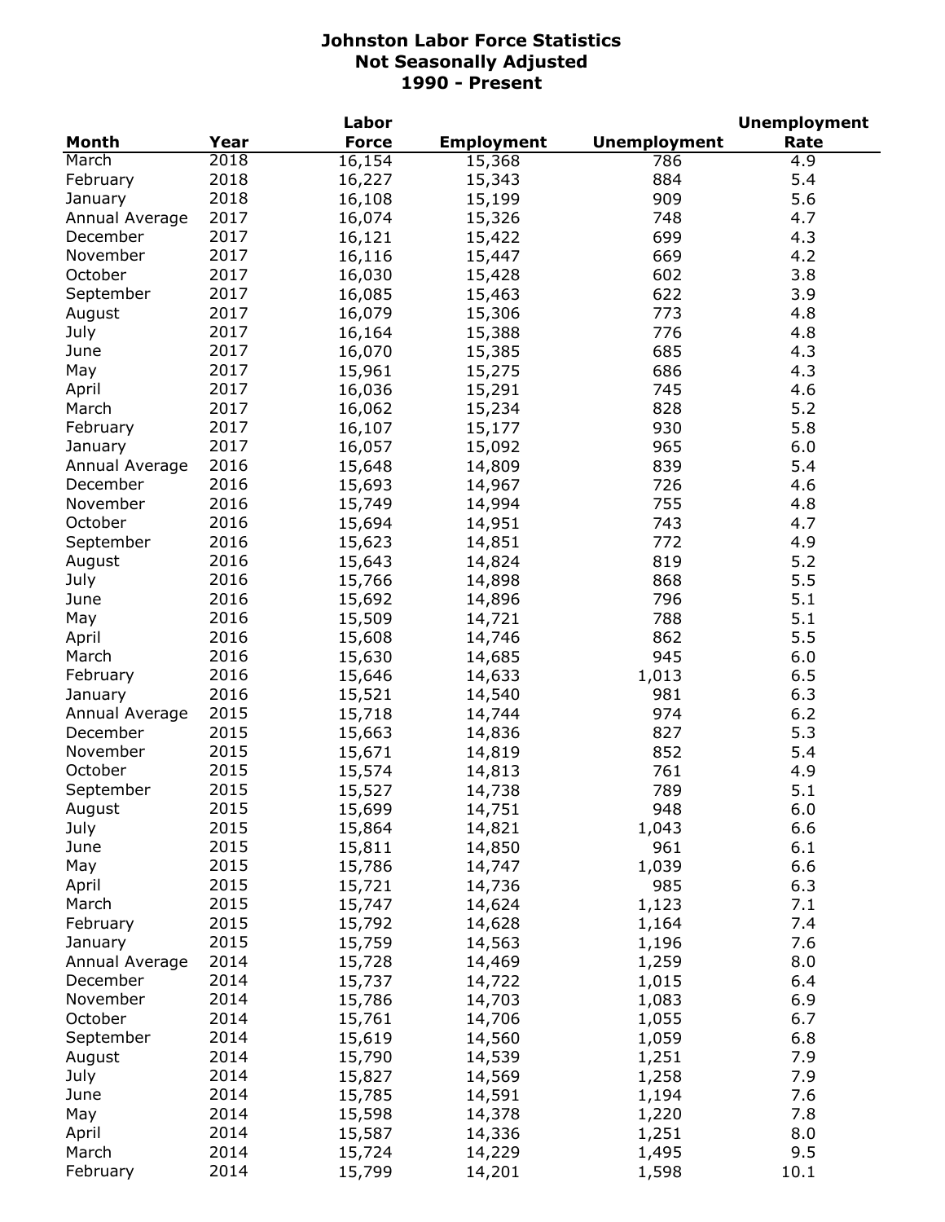# Johnston Labor Force Statistics
## Not Seasonally Adjusted
## 1990 - Present

| Month | Year | Labor Force | Employment | Unemployment | Unemployment Rate |
|---|---|---|---|---|---|
| March | 2018 | 16,154 | 15,368 | 786 | 4.9 |
| February | 2018 | 16,227 | 15,343 | 884 | 5.4 |
| January | 2018 | 16,108 | 15,199 | 909 | 5.6 |
| Annual Average | 2017 | 16,074 | 15,326 | 748 | 4.7 |
| December | 2017 | 16,121 | 15,422 | 699 | 4.3 |
| November | 2017 | 16,116 | 15,447 | 669 | 4.2 |
| October | 2017 | 16,030 | 15,428 | 602 | 3.8 |
| September | 2017 | 16,085 | 15,463 | 622 | 3.9 |
| August | 2017 | 16,079 | 15,306 | 773 | 4.8 |
| July | 2017 | 16,164 | 15,388 | 776 | 4.8 |
| June | 2017 | 16,070 | 15,385 | 685 | 4.3 |
| May | 2017 | 15,961 | 15,275 | 686 | 4.3 |
| April | 2017 | 16,036 | 15,291 | 745 | 4.6 |
| March | 2017 | 16,062 | 15,234 | 828 | 5.2 |
| February | 2017 | 16,107 | 15,177 | 930 | 5.8 |
| January | 2017 | 16,057 | 15,092 | 965 | 6.0 |
| Annual Average | 2016 | 15,648 | 14,809 | 839 | 5.4 |
| December | 2016 | 15,693 | 14,967 | 726 | 4.6 |
| November | 2016 | 15,749 | 14,994 | 755 | 4.8 |
| October | 2016 | 15,694 | 14,951 | 743 | 4.7 |
| September | 2016 | 15,623 | 14,851 | 772 | 4.9 |
| August | 2016 | 15,643 | 14,824 | 819 | 5.2 |
| July | 2016 | 15,766 | 14,898 | 868 | 5.5 |
| June | 2016 | 15,692 | 14,896 | 796 | 5.1 |
| May | 2016 | 15,509 | 14,721 | 788 | 5.1 |
| April | 2016 | 15,608 | 14,746 | 862 | 5.5 |
| March | 2016 | 15,630 | 14,685 | 945 | 6.0 |
| February | 2016 | 15,646 | 14,633 | 1,013 | 6.5 |
| January | 2016 | 15,521 | 14,540 | 981 | 6.3 |
| Annual Average | 2015 | 15,718 | 14,744 | 974 | 6.2 |
| December | 2015 | 15,663 | 14,836 | 827 | 5.3 |
| November | 2015 | 15,671 | 14,819 | 852 | 5.4 |
| October | 2015 | 15,574 | 14,813 | 761 | 4.9 |
| September | 2015 | 15,527 | 14,738 | 789 | 5.1 |
| August | 2015 | 15,699 | 14,751 | 948 | 6.0 |
| July | 2015 | 15,864 | 14,821 | 1,043 | 6.6 |
| June | 2015 | 15,811 | 14,850 | 961 | 6.1 |
| May | 2015 | 15,786 | 14,747 | 1,039 | 6.6 |
| April | 2015 | 15,721 | 14,736 | 985 | 6.3 |
| March | 2015 | 15,747 | 14,624 | 1,123 | 7.1 |
| February | 2015 | 15,792 | 14,628 | 1,164 | 7.4 |
| January | 2015 | 15,759 | 14,563 | 1,196 | 7.6 |
| Annual Average | 2014 | 15,728 | 14,469 | 1,259 | 8.0 |
| December | 2014 | 15,737 | 14,722 | 1,015 | 6.4 |
| November | 2014 | 15,786 | 14,703 | 1,083 | 6.9 |
| October | 2014 | 15,761 | 14,706 | 1,055 | 6.7 |
| September | 2014 | 15,619 | 14,560 | 1,059 | 6.8 |
| August | 2014 | 15,790 | 14,539 | 1,251 | 7.9 |
| July | 2014 | 15,827 | 14,569 | 1,258 | 7.9 |
| June | 2014 | 15,785 | 14,591 | 1,194 | 7.6 |
| May | 2014 | 15,598 | 14,378 | 1,220 | 7.8 |
| April | 2014 | 15,587 | 14,336 | 1,251 | 8.0 |
| March | 2014 | 15,724 | 14,229 | 1,495 | 9.5 |
| February | 2014 | 15,799 | 14,201 | 1,598 | 10.1 |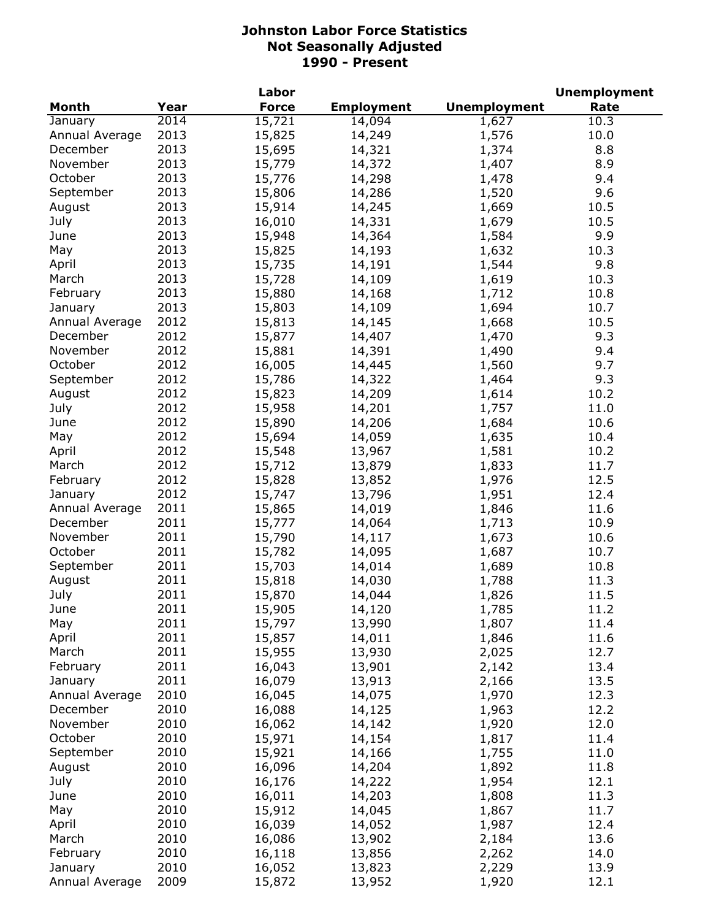# Johnston Labor Force Statistics
## Not Seasonally Adjusted
## 1990 - Present

| Month | Year | Labor Force | Employment | Unemployment | Unemployment Rate |
|---|---|---|---|---|---|
| January | 2014 | 15,721 | 14,094 | 1,627 | 10.3 |
| Annual Average | 2013 | 15,825 | 14,249 | 1,576 | 10.0 |
| December | 2013 | 15,695 | 14,321 | 1,374 | 8.8 |
| November | 2013 | 15,779 | 14,372 | 1,407 | 8.9 |
| October | 2013 | 15,776 | 14,298 | 1,478 | 9.4 |
| September | 2013 | 15,806 | 14,286 | 1,520 | 9.6 |
| August | 2013 | 15,914 | 14,245 | 1,669 | 10.5 |
| July | 2013 | 16,010 | 14,331 | 1,679 | 10.5 |
| June | 2013 | 15,948 | 14,364 | 1,584 | 9.9 |
| May | 2013 | 15,825 | 14,193 | 1,632 | 10.3 |
| April | 2013 | 15,735 | 14,191 | 1,544 | 9.8 |
| March | 2013 | 15,728 | 14,109 | 1,619 | 10.3 |
| February | 2013 | 15,880 | 14,168 | 1,712 | 10.8 |
| January | 2013 | 15,803 | 14,109 | 1,694 | 10.7 |
| Annual Average | 2012 | 15,813 | 14,145 | 1,668 | 10.5 |
| December | 2012 | 15,877 | 14,407 | 1,470 | 9.3 |
| November | 2012 | 15,881 | 14,391 | 1,490 | 9.4 |
| October | 2012 | 16,005 | 14,445 | 1,560 | 9.7 |
| September | 2012 | 15,786 | 14,322 | 1,464 | 9.3 |
| August | 2012 | 15,823 | 14,209 | 1,614 | 10.2 |
| July | 2012 | 15,958 | 14,201 | 1,757 | 11.0 |
| June | 2012 | 15,890 | 14,206 | 1,684 | 10.6 |
| May | 2012 | 15,694 | 14,059 | 1,635 | 10.4 |
| April | 2012 | 15,548 | 13,967 | 1,581 | 10.2 |
| March | 2012 | 15,712 | 13,879 | 1,833 | 11.7 |
| February | 2012 | 15,828 | 13,852 | 1,976 | 12.5 |
| January | 2012 | 15,747 | 13,796 | 1,951 | 12.4 |
| Annual Average | 2011 | 15,865 | 14,019 | 1,846 | 11.6 |
| December | 2011 | 15,777 | 14,064 | 1,713 | 10.9 |
| November | 2011 | 15,790 | 14,117 | 1,673 | 10.6 |
| October | 2011 | 15,782 | 14,095 | 1,687 | 10.7 |
| September | 2011 | 15,703 | 14,014 | 1,689 | 10.8 |
| August | 2011 | 15,818 | 14,030 | 1,788 | 11.3 |
| July | 2011 | 15,870 | 14,044 | 1,826 | 11.5 |
| June | 2011 | 15,905 | 14,120 | 1,785 | 11.2 |
| May | 2011 | 15,797 | 13,990 | 1,807 | 11.4 |
| April | 2011 | 15,857 | 14,011 | 1,846 | 11.6 |
| March | 2011 | 15,955 | 13,930 | 2,025 | 12.7 |
| February | 2011 | 16,043 | 13,901 | 2,142 | 13.4 |
| January | 2011 | 16,079 | 13,913 | 2,166 | 13.5 |
| Annual Average | 2010 | 16,045 | 14,075 | 1,970 | 12.3 |
| December | 2010 | 16,088 | 14,125 | 1,963 | 12.2 |
| November | 2010 | 16,062 | 14,142 | 1,920 | 12.0 |
| October | 2010 | 15,971 | 14,154 | 1,817 | 11.4 |
| September | 2010 | 15,921 | 14,166 | 1,755 | 11.0 |
| August | 2010 | 16,096 | 14,204 | 1,892 | 11.8 |
| July | 2010 | 16,176 | 14,222 | 1,954 | 12.1 |
| June | 2010 | 16,011 | 14,203 | 1,808 | 11.3 |
| May | 2010 | 15,912 | 14,045 | 1,867 | 11.7 |
| April | 2010 | 16,039 | 14,052 | 1,987 | 12.4 |
| March | 2010 | 16,086 | 13,902 | 2,184 | 13.6 |
| February | 2010 | 16,118 | 13,856 | 2,262 | 14.0 |
| January | 2010 | 16,052 | 13,823 | 2,229 | 13.9 |
| Annual Average | 2009 | 15,872 | 13,952 | 1,920 | 12.1 |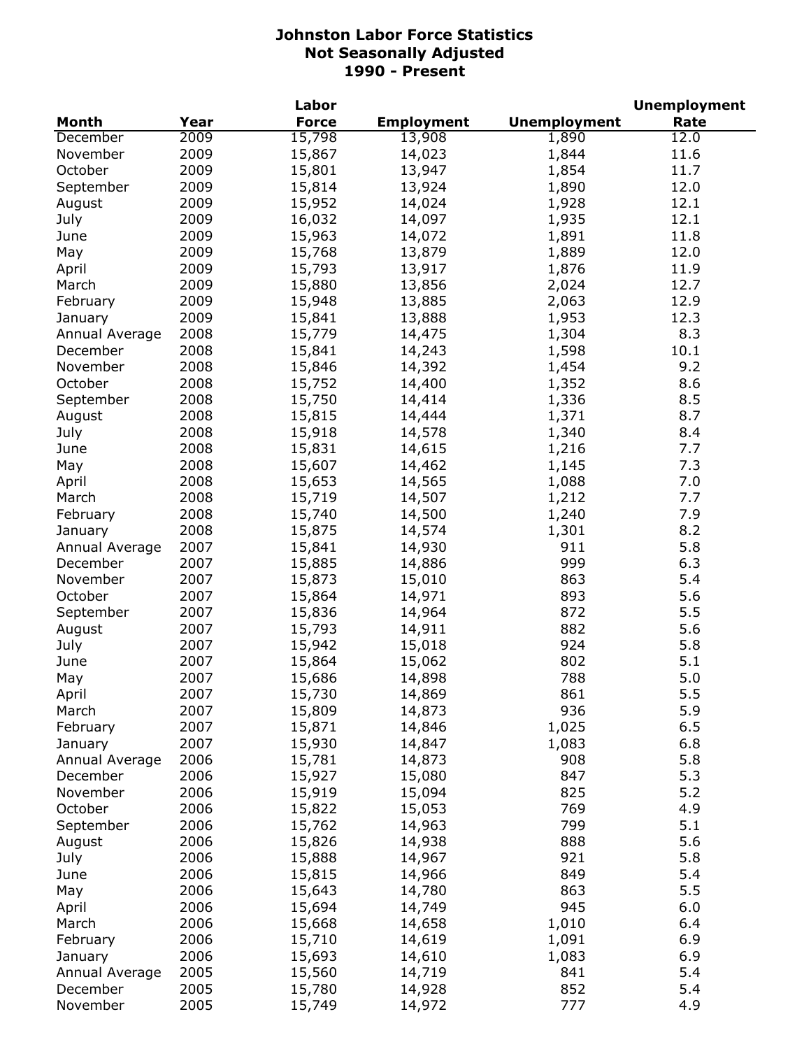# Johnston Labor Force Statistics
## Not Seasonally Adjusted
## 1990 - Present

| Month | Year | Labor Force | Employment | Unemployment | Unemployment Rate |
|---|---|---|---|---|---|
| December | 2009 | 15,798 | 13,908 | 1,890 | 12.0 |
| November | 2009 | 15,867 | 14,023 | 1,844 | 11.6 |
| October | 2009 | 15,801 | 13,947 | 1,854 | 11.7 |
| September | 2009 | 15,814 | 13,924 | 1,890 | 12.0 |
| August | 2009 | 15,952 | 14,024 | 1,928 | 12.1 |
| July | 2009 | 16,032 | 14,097 | 1,935 | 12.1 |
| June | 2009 | 15,963 | 14,072 | 1,891 | 11.8 |
| May | 2009 | 15,768 | 13,879 | 1,889 | 12.0 |
| April | 2009 | 15,793 | 13,917 | 1,876 | 11.9 |
| March | 2009 | 15,880 | 13,856 | 2,024 | 12.7 |
| February | 2009 | 15,948 | 13,885 | 2,063 | 12.9 |
| January | 2009 | 15,841 | 13,888 | 1,953 | 12.3 |
| Annual Average | 2008 | 15,779 | 14,475 | 1,304 | 8.3 |
| December | 2008 | 15,841 | 14,243 | 1,598 | 10.1 |
| November | 2008 | 15,846 | 14,392 | 1,454 | 9.2 |
| October | 2008 | 15,752 | 14,400 | 1,352 | 8.6 |
| September | 2008 | 15,750 | 14,414 | 1,336 | 8.5 |
| August | 2008 | 15,815 | 14,444 | 1,371 | 8.7 |
| July | 2008 | 15,918 | 14,578 | 1,340 | 8.4 |
| June | 2008 | 15,831 | 14,615 | 1,216 | 7.7 |
| May | 2008 | 15,607 | 14,462 | 1,145 | 7.3 |
| April | 2008 | 15,653 | 14,565 | 1,088 | 7.0 |
| March | 2008 | 15,719 | 14,507 | 1,212 | 7.7 |
| February | 2008 | 15,740 | 14,500 | 1,240 | 7.9 |
| January | 2008 | 15,875 | 14,574 | 1,301 | 8.2 |
| Annual Average | 2007 | 15,841 | 14,930 | 911 | 5.8 |
| December | 2007 | 15,885 | 14,886 | 999 | 6.3 |
| November | 2007 | 15,873 | 15,010 | 863 | 5.4 |
| October | 2007 | 15,864 | 14,971 | 893 | 5.6 |
| September | 2007 | 15,836 | 14,964 | 872 | 5.5 |
| August | 2007 | 15,793 | 14,911 | 882 | 5.6 |
| July | 2007 | 15,942 | 15,018 | 924 | 5.8 |
| June | 2007 | 15,864 | 15,062 | 802 | 5.1 |
| May | 2007 | 15,686 | 14,898 | 788 | 5.0 |
| April | 2007 | 15,730 | 14,869 | 861 | 5.5 |
| March | 2007 | 15,809 | 14,873 | 936 | 5.9 |
| February | 2007 | 15,871 | 14,846 | 1,025 | 6.5 |
| January | 2007 | 15,930 | 14,847 | 1,083 | 6.8 |
| Annual Average | 2006 | 15,781 | 14,873 | 908 | 5.8 |
| December | 2006 | 15,927 | 15,080 | 847 | 5.3 |
| November | 2006 | 15,919 | 15,094 | 825 | 5.2 |
| October | 2006 | 15,822 | 15,053 | 769 | 4.9 |
| September | 2006 | 15,762 | 14,963 | 799 | 5.1 |
| August | 2006 | 15,826 | 14,938 | 888 | 5.6 |
| July | 2006 | 15,888 | 14,967 | 921 | 5.8 |
| June | 2006 | 15,815 | 14,966 | 849 | 5.4 |
| May | 2006 | 15,643 | 14,780 | 863 | 5.5 |
| April | 2006 | 15,694 | 14,749 | 945 | 6.0 |
| March | 2006 | 15,668 | 14,658 | 1,010 | 6.4 |
| February | 2006 | 15,710 | 14,619 | 1,091 | 6.9 |
| January | 2006 | 15,693 | 14,610 | 1,083 | 6.9 |
| Annual Average | 2005 | 15,560 | 14,719 | 841 | 5.4 |
| December | 2005 | 15,780 | 14,928 | 852 | 5.4 |
| November | 2005 | 15,749 | 14,972 | 777 | 4.9 |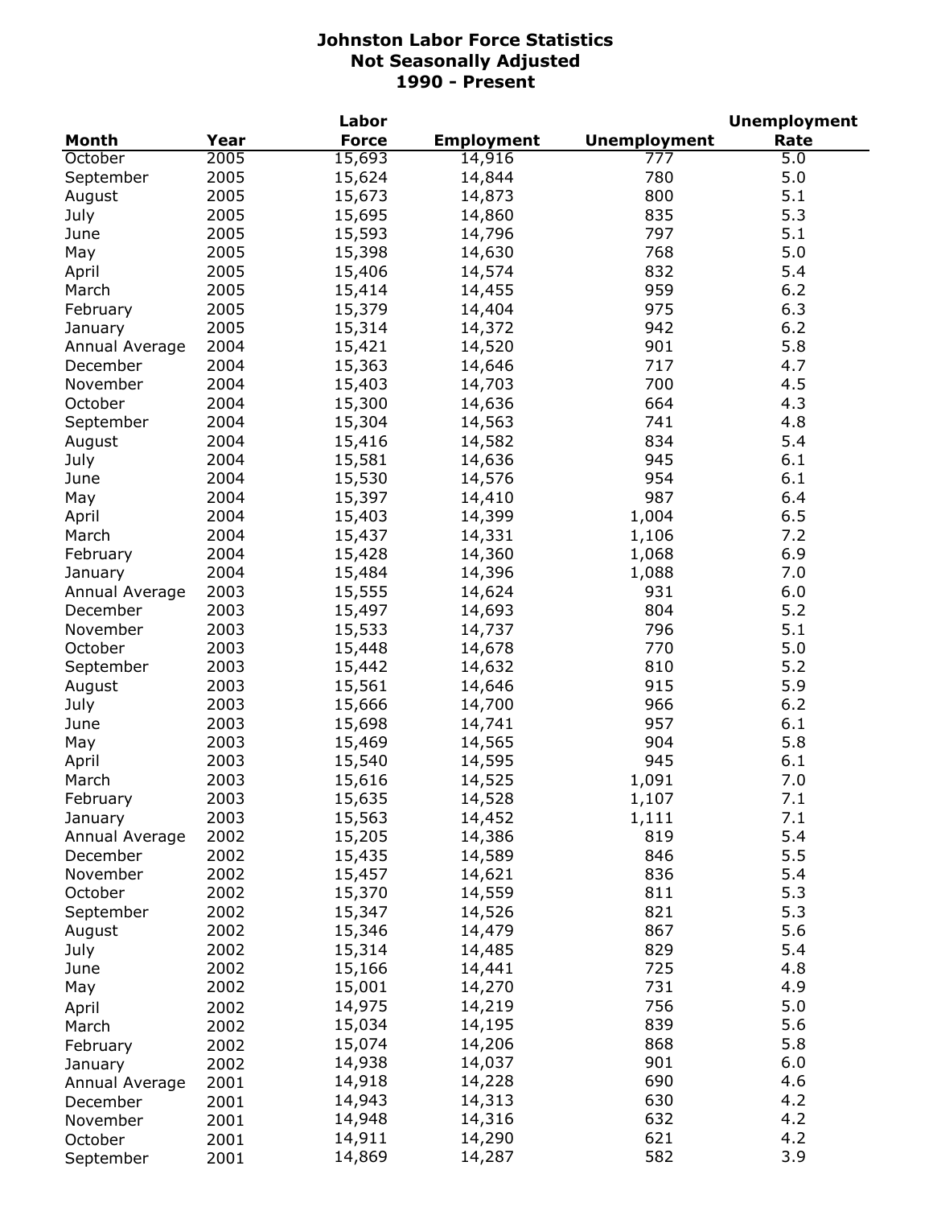# Johnston Labor Force Statistics
## Not Seasonally Adjusted
## 1990 - Present

| Month | Year | Labor Force | Employment | Unemployment | Unemployment Rate |
|---|---|---|---|---|---|
| October | 2005 | 15,693 | 14,916 | 777 | 5.0 |
| September | 2005 | 15,624 | 14,844 | 780 | 5.0 |
| August | 2005 | 15,673 | 14,873 | 800 | 5.1 |
| July | 2005 | 15,695 | 14,860 | 835 | 5.3 |
| June | 2005 | 15,593 | 14,796 | 797 | 5.1 |
| May | 2005 | 15,398 | 14,630 | 768 | 5.0 |
| April | 2005 | 15,406 | 14,574 | 832 | 5.4 |
| March | 2005 | 15,414 | 14,455 | 959 | 6.2 |
| February | 2005 | 15,379 | 14,404 | 975 | 6.3 |
| January | 2005 | 15,314 | 14,372 | 942 | 6.2 |
| Annual Average | 2004 | 15,421 | 14,520 | 901 | 5.8 |
| December | 2004 | 15,363 | 14,646 | 717 | 4.7 |
| November | 2004 | 15,403 | 14,703 | 700 | 4.5 |
| October | 2004 | 15,300 | 14,636 | 664 | 4.3 |
| September | 2004 | 15,304 | 14,563 | 741 | 4.8 |
| August | 2004 | 15,416 | 14,582 | 834 | 5.4 |
| July | 2004 | 15,581 | 14,636 | 945 | 6.1 |
| June | 2004 | 15,530 | 14,576 | 954 | 6.1 |
| May | 2004 | 15,397 | 14,410 | 987 | 6.4 |
| April | 2004 | 15,403 | 14,399 | 1,004 | 6.5 |
| March | 2004 | 15,437 | 14,331 | 1,106 | 7.2 |
| February | 2004 | 15,428 | 14,360 | 1,068 | 6.9 |
| January | 2004 | 15,484 | 14,396 | 1,088 | 7.0 |
| Annual Average | 2003 | 15,555 | 14,624 | 931 | 6.0 |
| December | 2003 | 15,497 | 14,693 | 804 | 5.2 |
| November | 2003 | 15,533 | 14,737 | 796 | 5.1 |
| October | 2003 | 15,448 | 14,678 | 770 | 5.0 |
| September | 2003 | 15,442 | 14,632 | 810 | 5.2 |
| August | 2003 | 15,561 | 14,646 | 915 | 5.9 |
| July | 2003 | 15,666 | 14,700 | 966 | 6.2 |
| June | 2003 | 15,698 | 14,741 | 957 | 6.1 |
| May | 2003 | 15,469 | 14,565 | 904 | 5.8 |
| April | 2003 | 15,540 | 14,595 | 945 | 6.1 |
| March | 2003 | 15,616 | 14,525 | 1,091 | 7.0 |
| February | 2003 | 15,635 | 14,528 | 1,107 | 7.1 |
| January | 2003 | 15,563 | 14,452 | 1,111 | 7.1 |
| Annual Average | 2002 | 15,205 | 14,386 | 819 | 5.4 |
| December | 2002 | 15,435 | 14,589 | 846 | 5.5 |
| November | 2002 | 15,457 | 14,621 | 836 | 5.4 |
| October | 2002 | 15,370 | 14,559 | 811 | 5.3 |
| September | 2002 | 15,347 | 14,526 | 821 | 5.3 |
| August | 2002 | 15,346 | 14,479 | 867 | 5.6 |
| July | 2002 | 15,314 | 14,485 | 829 | 5.4 |
| June | 2002 | 15,166 | 14,441 | 725 | 4.8 |
| May | 2002 | 15,001 | 14,270 | 731 | 4.9 |
| April | 2002 | 14,975 | 14,219 | 756 | 5.0 |
| March | 2002 | 15,034 | 14,195 | 839 | 5.6 |
| February | 2002 | 15,074 | 14,206 | 868 | 5.8 |
| January | 2002 | 14,938 | 14,037 | 901 | 6.0 |
| Annual Average | 2001 | 14,918 | 14,228 | 690 | 4.6 |
| December | 2001 | 14,943 | 14,313 | 630 | 4.2 |
| November | 2001 | 14,948 | 14,316 | 632 | 4.2 |
| October | 2001 | 14,911 | 14,290 | 621 | 4.2 |
| September | 2001 | 14,869 | 14,287 | 582 | 3.9 |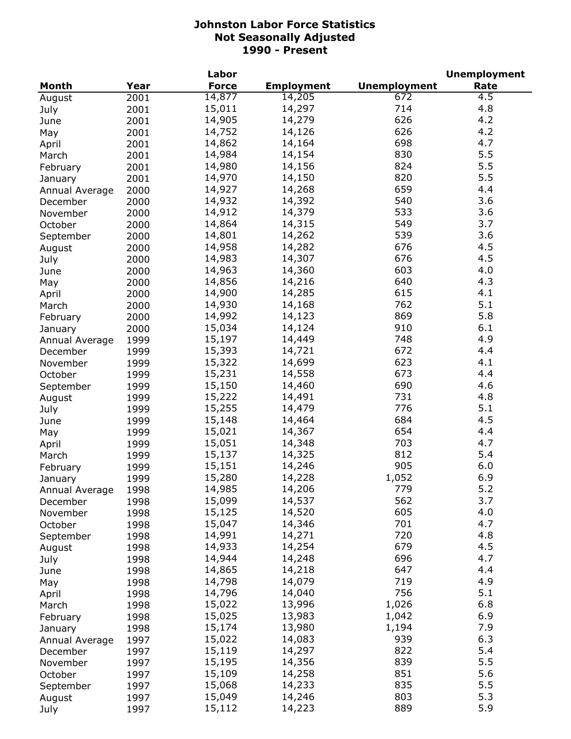# Johnston Labor Force Statistics
## Not Seasonally Adjusted
## 1990 - Present

| Month | Year | Labor Force | Employment | Unemployment | Unemployment Rate |
|---|---|---|---|---|---|
| August | 2001 | 14,877 | 14,205 | 672 | 4.5 |
| July | 2001 | 15,011 | 14,297 | 714 | 4.8 |
| June | 2001 | 14,905 | 14,279 | 626 | 4.2 |
| May | 2001 | 14,752 | 14,126 | 626 | 4.2 |
| April | 2001 | 14,862 | 14,164 | 698 | 4.7 |
| March | 2001 | 14,984 | 14,154 | 830 | 5.5 |
| February | 2001 | 14,980 | 14,156 | 824 | 5.5 |
| January | 2001 | 14,970 | 14,150 | 820 | 5.5 |
| Annual Average | 2000 | 14,927 | 14,268 | 659 | 4.4 |
| December | 2000 | 14,932 | 14,392 | 540 | 3.6 |
| November | 2000 | 14,912 | 14,379 | 533 | 3.6 |
| October | 2000 | 14,864 | 14,315 | 549 | 3.7 |
| September | 2000 | 14,801 | 14,262 | 539 | 3.6 |
| August | 2000 | 14,958 | 14,282 | 676 | 4.5 |
| July | 2000 | 14,983 | 14,307 | 676 | 4.5 |
| June | 2000 | 14,963 | 14,360 | 603 | 4.0 |
| May | 2000 | 14,856 | 14,216 | 640 | 4.3 |
| April | 2000 | 14,900 | 14,285 | 615 | 4.1 |
| March | 2000 | 14,930 | 14,168 | 762 | 5.1 |
| February | 2000 | 14,992 | 14,123 | 869 | 5.8 |
| January | 2000 | 15,034 | 14,124 | 910 | 6.1 |
| Annual Average | 1999 | 15,197 | 14,449 | 748 | 4.9 |
| December | 1999 | 15,393 | 14,721 | 672 | 4.4 |
| November | 1999 | 15,322 | 14,699 | 623 | 4.1 |
| October | 1999 | 15,231 | 14,558 | 673 | 4.4 |
| September | 1999 | 15,150 | 14,460 | 690 | 4.6 |
| August | 1999 | 15,222 | 14,491 | 731 | 4.8 |
| July | 1999 | 15,255 | 14,479 | 776 | 5.1 |
| June | 1999 | 15,148 | 14,464 | 684 | 4.5 |
| May | 1999 | 15,021 | 14,367 | 654 | 4.4 |
| April | 1999 | 15,051 | 14,348 | 703 | 4.7 |
| March | 1999 | 15,137 | 14,325 | 812 | 5.4 |
| February | 1999 | 15,151 | 14,246 | 905 | 6.0 |
| January | 1999 | 15,280 | 14,228 | 1,052 | 6.9 |
| Annual Average | 1998 | 14,985 | 14,206 | 779 | 5.2 |
| December | 1998 | 15,099 | 14,537 | 562 | 3.7 |
| November | 1998 | 15,125 | 14,520 | 605 | 4.0 |
| October | 1998 | 15,047 | 14,346 | 701 | 4.7 |
| September | 1998 | 14,991 | 14,271 | 720 | 4.8 |
| August | 1998 | 14,933 | 14,254 | 679 | 4.5 |
| July | 1998 | 14,944 | 14,248 | 696 | 4.7 |
| June | 1998 | 14,865 | 14,218 | 647 | 4.4 |
| May | 1998 | 14,798 | 14,079 | 719 | 4.9 |
| April | 1998 | 14,796 | 14,040 | 756 | 5.1 |
| March | 1998 | 15,022 | 13,996 | 1,026 | 6.8 |
| February | 1998 | 15,025 | 13,983 | 1,042 | 6.9 |
| January | 1998 | 15,174 | 13,980 | 1,194 | 7.9 |
| Annual Average | 1997 | 15,022 | 14,083 | 939 | 6.3 |
| December | 1997 | 15,119 | 14,297 | 822 | 5.4 |
| November | 1997 | 15,195 | 14,356 | 839 | 5.5 |
| October | 1997 | 15,109 | 14,258 | 851 | 5.6 |
| September | 1997 | 15,068 | 14,233 | 835 | 5.5 |
| August | 1997 | 15,049 | 14,246 | 803 | 5.3 |
| July | 1997 | 15,112 | 14,223 | 889 | 5.9 |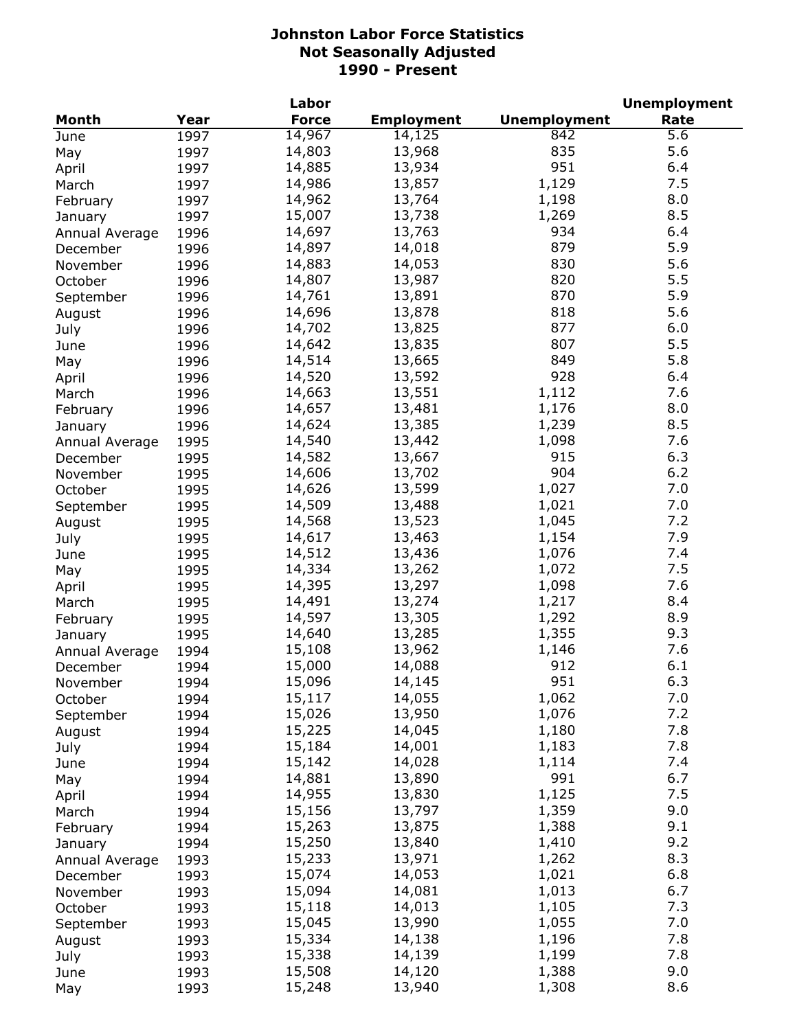# Johnston Labor Force Statistics
## Not Seasonally Adjusted
## 1990 - Present

| Month | Year | Labor Force | Employment | Unemployment | Unemployment Rate |
|---|---|---|---|---|---|
| June | 1997 | 14,967 | 14,125 | 842 | 5.6 |
| May | 1997 | 14,803 | 13,968 | 835 | 5.6 |
| April | 1997 | 14,885 | 13,934 | 951 | 6.4 |
| March | 1997 | 14,986 | 13,857 | 1,129 | 7.5 |
| February | 1997 | 14,962 | 13,764 | 1,198 | 8.0 |
| January | 1997 | 15,007 | 13,738 | 1,269 | 8.5 |
| Annual Average | 1996 | 14,697 | 13,763 | 934 | 6.4 |
| December | 1996 | 14,897 | 14,018 | 879 | 5.9 |
| November | 1996 | 14,883 | 14,053 | 830 | 5.6 |
| October | 1996 | 14,807 | 13,987 | 820 | 5.5 |
| September | 1996 | 14,761 | 13,891 | 870 | 5.9 |
| August | 1996 | 14,696 | 13,878 | 818 | 5.6 |
| July | 1996 | 14,702 | 13,825 | 877 | 6.0 |
| June | 1996 | 14,642 | 13,835 | 807 | 5.5 |
| May | 1996 | 14,514 | 13,665 | 849 | 5.8 |
| April | 1996 | 14,520 | 13,592 | 928 | 6.4 |
| March | 1996 | 14,663 | 13,551 | 1,112 | 7.6 |
| February | 1996 | 14,657 | 13,481 | 1,176 | 8.0 |
| January | 1996 | 14,624 | 13,385 | 1,239 | 8.5 |
| Annual Average | 1995 | 14,540 | 13,442 | 1,098 | 7.6 |
| December | 1995 | 14,582 | 13,667 | 915 | 6.3 |
| November | 1995 | 14,606 | 13,702 | 904 | 6.2 |
| October | 1995 | 14,626 | 13,599 | 1,027 | 7.0 |
| September | 1995 | 14,509 | 13,488 | 1,021 | 7.0 |
| August | 1995 | 14,568 | 13,523 | 1,045 | 7.2 |
| July | 1995 | 14,617 | 13,463 | 1,154 | 7.9 |
| June | 1995 | 14,512 | 13,436 | 1,076 | 7.4 |
| May | 1995 | 14,334 | 13,262 | 1,072 | 7.5 |
| April | 1995 | 14,395 | 13,297 | 1,098 | 7.6 |
| March | 1995 | 14,491 | 13,274 | 1,217 | 8.4 |
| February | 1995 | 14,597 | 13,305 | 1,292 | 8.9 |
| January | 1995 | 14,640 | 13,285 | 1,355 | 9.3 |
| Annual Average | 1994 | 15,108 | 13,962 | 1,146 | 7.6 |
| December | 1994 | 15,000 | 14,088 | 912 | 6.1 |
| November | 1994 | 15,096 | 14,145 | 951 | 6.3 |
| October | 1994 | 15,117 | 14,055 | 1,062 | 7.0 |
| September | 1994 | 15,026 | 13,950 | 1,076 | 7.2 |
| August | 1994 | 15,225 | 14,045 | 1,180 | 7.8 |
| July | 1994 | 15,184 | 14,001 | 1,183 | 7.8 |
| June | 1994 | 15,142 | 14,028 | 1,114 | 7.4 |
| May | 1994 | 14,881 | 13,890 | 991 | 6.7 |
| April | 1994 | 14,955 | 13,830 | 1,125 | 7.5 |
| March | 1994 | 15,156 | 13,797 | 1,359 | 9.0 |
| February | 1994 | 15,263 | 13,875 | 1,388 | 9.1 |
| January | 1994 | 15,250 | 13,840 | 1,410 | 9.2 |
| Annual Average | 1993 | 15,233 | 13,971 | 1,262 | 8.3 |
| December | 1993 | 15,074 | 14,053 | 1,021 | 6.8 |
| November | 1993 | 15,094 | 14,081 | 1,013 | 6.7 |
| October | 1993 | 15,118 | 14,013 | 1,105 | 7.3 |
| September | 1993 | 15,045 | 13,990 | 1,055 | 7.0 |
| August | 1993 | 15,334 | 14,138 | 1,196 | 7.8 |
| July | 1993 | 15,338 | 14,139 | 1,199 | 7.8 |
| June | 1993 | 15,508 | 14,120 | 1,388 | 9.0 |
| May | 1993 | 15,248 | 13,940 | 1,308 | 8.6 |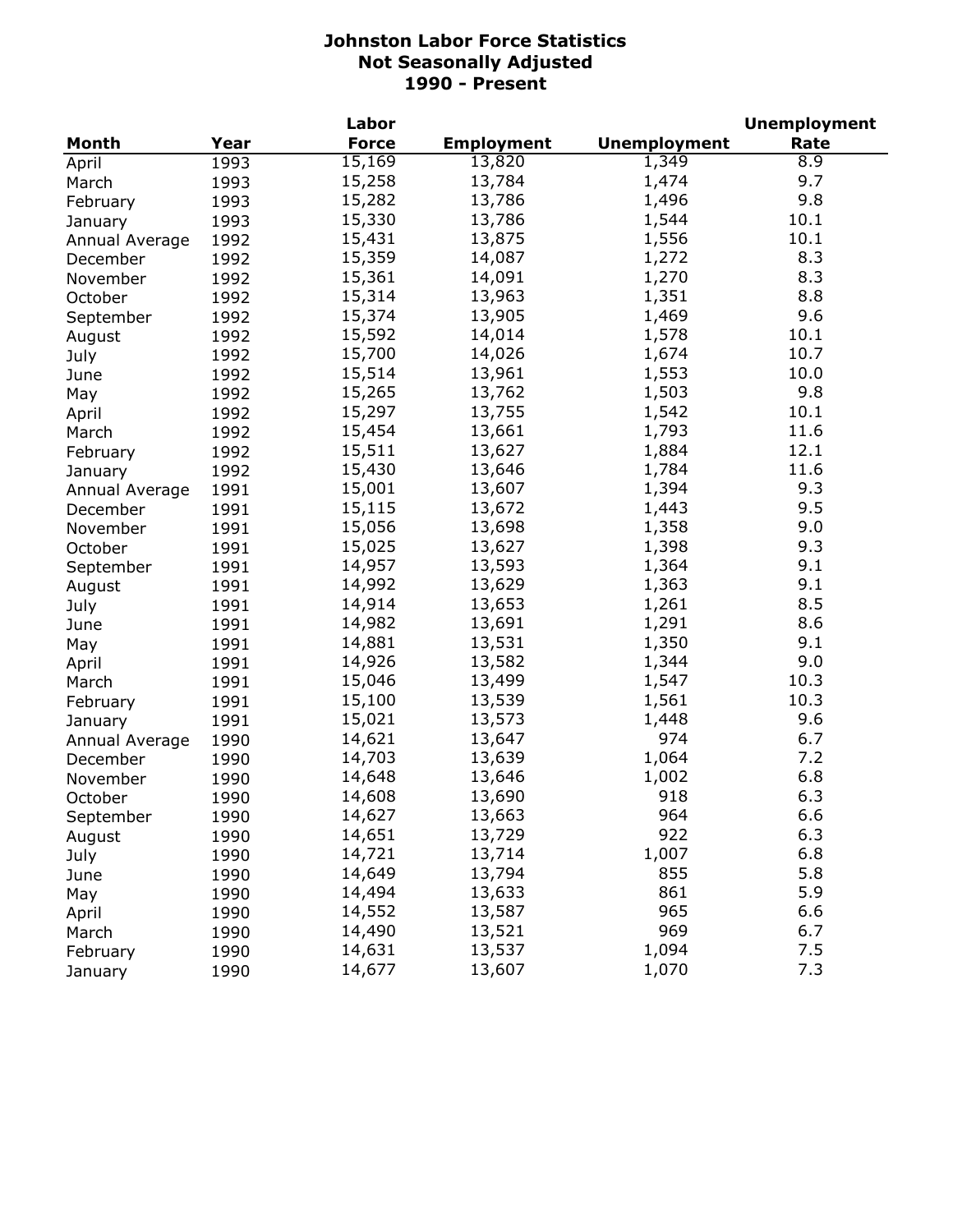**Johnston Labor Force Statistics**
**Not Seasonally Adjusted**
**1990 - Present**

| Month | Year | Labor Force | Employment | Unemployment | Unemployment Rate |
|---|---|---|---|---|---|
| April | 1993 | 15,169 | 13,820 | 1,349 | 8.9 |
| March | 1993 | 15,258 | 13,784 | 1,474 | 9.7 |
| February | 1993 | 15,282 | 13,786 | 1,496 | 9.8 |
| January | 1993 | 15,330 | 13,786 | 1,544 | 10.1 |
| Annual Average | 1992 | 15,431 | 13,875 | 1,556 | 10.1 |
| December | 1992 | 15,359 | 14,087 | 1,272 | 8.3 |
| November | 1992 | 15,361 | 14,091 | 1,270 | 8.3 |
| October | 1992 | 15,314 | 13,963 | 1,351 | 8.8 |
| September | 1992 | 15,374 | 13,905 | 1,469 | 9.6 |
| August | 1992 | 15,592 | 14,014 | 1,578 | 10.1 |
| July | 1992 | 15,700 | 14,026 | 1,674 | 10.7 |
| June | 1992 | 15,514 | 13,961 | 1,553 | 10.0 |
| May | 1992 | 15,265 | 13,762 | 1,503 | 9.8 |
| April | 1992 | 15,297 | 13,755 | 1,542 | 10.1 |
| March | 1992 | 15,454 | 13,661 | 1,793 | 11.6 |
| February | 1992 | 15,511 | 13,627 | 1,884 | 12.1 |
| January | 1992 | 15,430 | 13,646 | 1,784 | 11.6 |
| Annual Average | 1991 | 15,001 | 13,607 | 1,394 | 9.3 |
| December | 1991 | 15,115 | 13,672 | 1,443 | 9.5 |
| November | 1991 | 15,056 | 13,698 | 1,358 | 9.0 |
| October | 1991 | 15,025 | 13,627 | 1,398 | 9.3 |
| September | 1991 | 14,957 | 13,593 | 1,364 | 9.1 |
| August | 1991 | 14,992 | 13,629 | 1,363 | 9.1 |
| July | 1991 | 14,914 | 13,653 | 1,261 | 8.5 |
| June | 1991 | 14,982 | 13,691 | 1,291 | 8.6 |
| May | 1991 | 14,881 | 13,531 | 1,350 | 9.1 |
| April | 1991 | 14,926 | 13,582 | 1,344 | 9.0 |
| March | 1991 | 15,046 | 13,499 | 1,547 | 10.3 |
| February | 1991 | 15,100 | 13,539 | 1,561 | 10.3 |
| January | 1991 | 15,021 | 13,573 | 1,448 | 9.6 |
| Annual Average | 1990 | 14,621 | 13,647 | 974 | 6.7 |
| December | 1990 | 14,703 | 13,639 | 1,064 | 7.2 |
| November | 1990 | 14,648 | 13,646 | 1,002 | 6.8 |
| October | 1990 | 14,608 | 13,690 | 918 | 6.3 |
| September | 1990 | 14,627 | 13,663 | 964 | 6.6 |
| August | 1990 | 14,651 | 13,729 | 922 | 6.3 |
| July | 1990 | 14,721 | 13,714 | 1,007 | 6.8 |
| June | 1990 | 14,649 | 13,794 | 855 | 5.8 |
| May | 1990 | 14,494 | 13,633 | 861 | 5.9 |
| April | 1990 | 14,552 | 13,587 | 965 | 6.6 |
| March | 1990 | 14,490 | 13,521 | 969 | 6.7 |
| February | 1990 | 14,631 | 13,537 | 1,094 | 7.5 |
| January | 1990 | 14,677 | 13,607 | 1,070 | 7.3 |